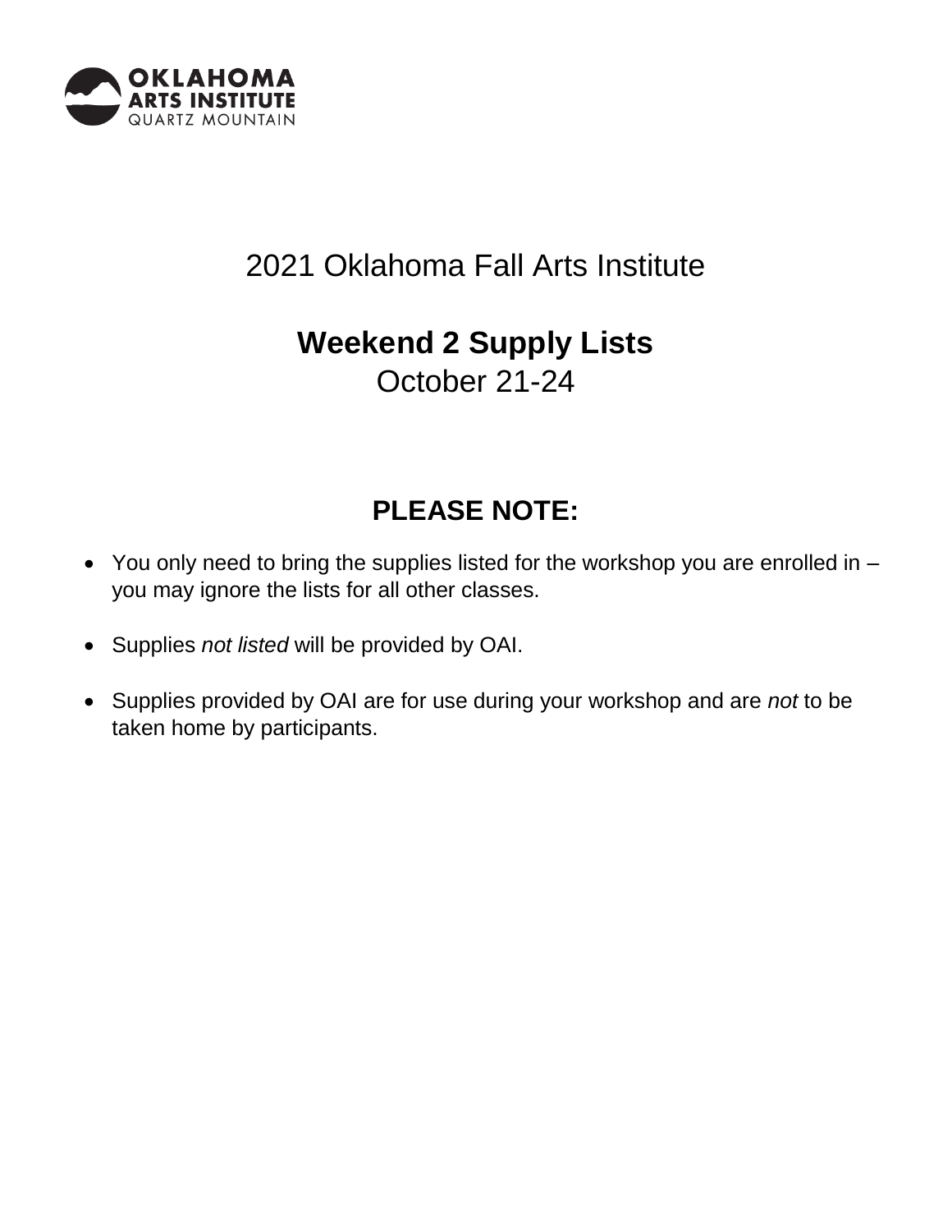OKLAHOMA ARTS INSTITUTE
QUARTZ MOUNTAIN

# 2021 Oklahoma Fall Arts Institute

## **Weekend 2 Supply Lists**

October 21-24

## **PLEASE NOTE:**

- You only need to bring the supplies listed for the workshop you are enrolled in – you may ignore the lists for all other classes.
- Supplies *not listed* will be provided by OAI.
- Supplies provided by OAI are for use during your workshop and are *not* to be taken home by participants.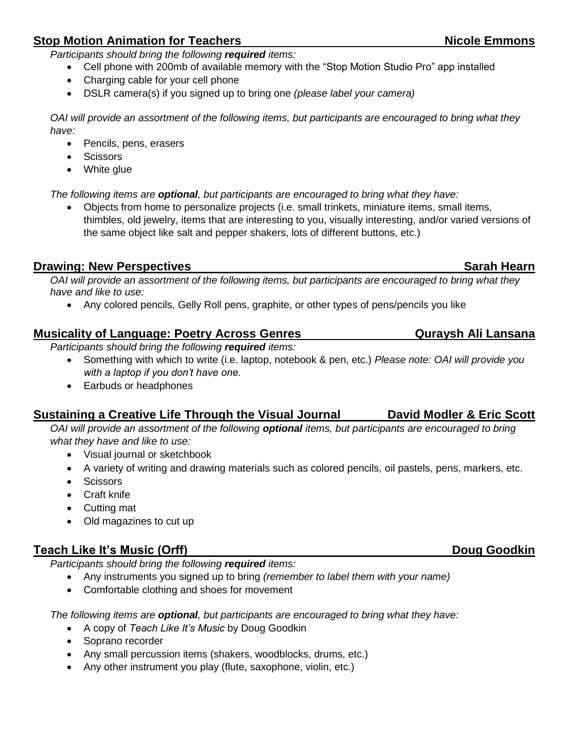## Stop Motion Animation for Teachers — Nicole Emmons

*Participants should bring the following **required** items:*

- Cell phone with 200mb of available memory with the "Stop Motion Studio Pro" app installed
- Charging cable for your cell phone
- DSLR camera(s) if you signed up to bring one *(please label your camera)*

*OAI will provide an assortment of the following items, but participants are encouraged to bring what they have:*

- Pencils, pens, erasers
- Scissors
- White glue

*The following items are **optional**, but participants are encouraged to bring what they have:*

- Objects from home to personalize projects (i.e. small trinkets, miniature items, small items, thimbles, old jewelry, items that are interesting to you, visually interesting, and/or varied versions of the same object like salt and pepper shakers, lots of different buttons, etc.)

## Drawing: New Perspectives — Sarah Hearn

*OAI will provide an assortment of the following items, but participants are encouraged to bring what they have and like to use:*

- Any colored pencils, Gelly Roll pens, graphite, or other types of pens/pencils you like

## Musicality of Language: Poetry Across Genres — Quraysh Ali Lansana

*Participants should bring the following **required** items:*

- Something with which to write (i.e. laptop, notebook & pen, etc.) *Please note: OAI will provide you with a laptop if you don't have one.*
- Earbuds or headphones

## Sustaining a Creative Life Through the Visual Journal — David Modler & Eric Scott

*OAI will provide an assortment of the following **optional** items, but participants are encouraged to bring what they have and like to use:*

- Visual journal or sketchbook
- A variety of writing and drawing materials such as colored pencils, oil pastels, pens, markers, etc.
- Scissors
- Craft knife
- Cutting mat
- Old magazines to cut up

## Teach Like It's Music (Orff) — Doug Goodkin

*Participants should bring the following **required** items:*

- Any instruments you signed up to bring *(remember to label them with your name)*
- Comfortable clothing and shoes for movement

*The following items are **optional**, but participants are encouraged to bring what they have:*

- A copy of *Teach Like It's Music* by Doug Goodkin
- Soprano recorder
- Any small percussion items (shakers, woodblocks, drums, etc.)
- Any other instrument you play (flute, saxophone, violin, etc.)